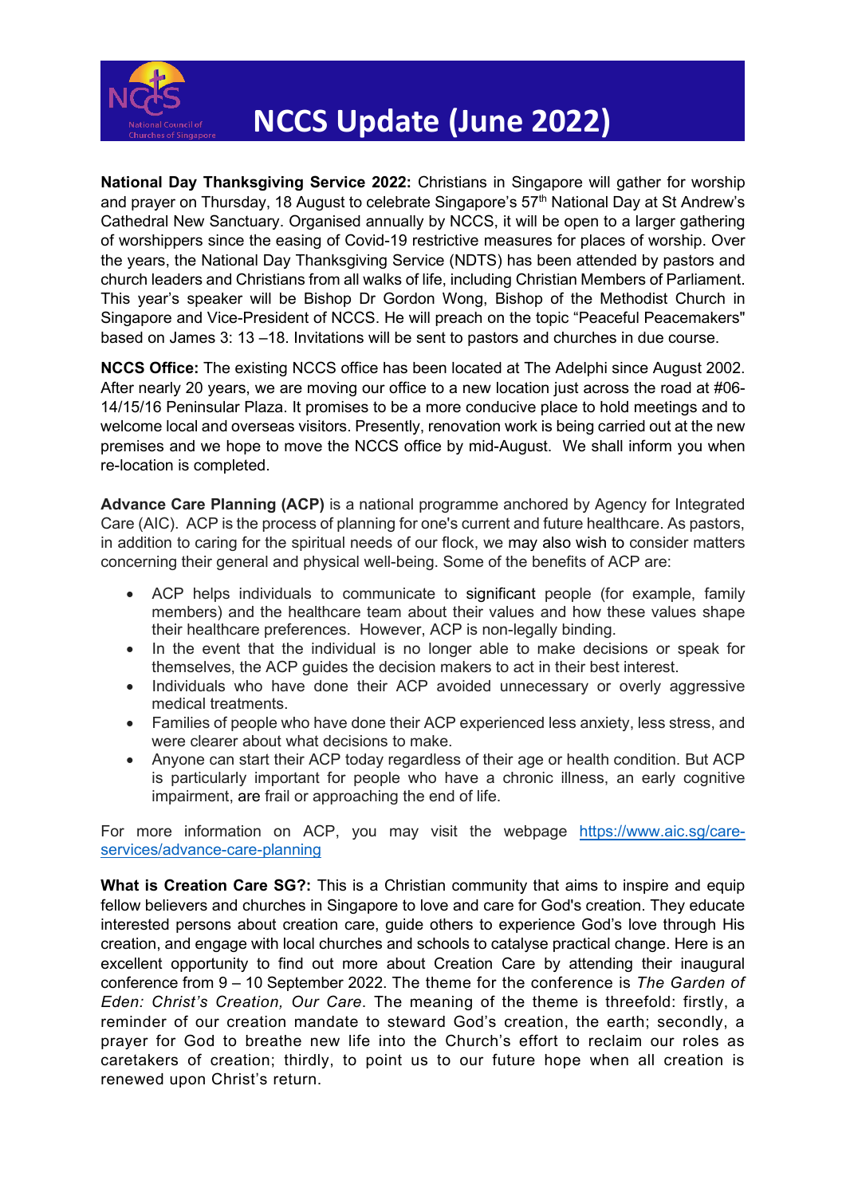# NCCS Update (June 2022)

**National Day Thanksgiving Service 2022:** Christians in Singapore will gather for worship and prayer on Thursday, 18 August to celebrate Singapore's 57th National Day at St Andrew's Cathedral New Sanctuary. Organised annually by NCCS, it will be open to a larger gathering of worshippers since the easing of Covid-19 restrictive measures for places of worship. Over the years, the National Day Thanksgiving Service (NDTS) has been attended by pastors and church leaders and Christians from all walks of life, including Christian Members of Parliament. This year's speaker will be Bishop Dr Gordon Wong, Bishop of the Methodist Church in Singapore and Vice-President of NCCS. He will preach on the topic "Peaceful Peacemakers" based on James 3: 13 –18. Invitations will be sent to pastors and churches in due course.

**NCCS Office:** The existing NCCS office has been located at The Adelphi since August 2002. After nearly 20 years, we are moving our office to a new location just across the road at #06-14/15/16 Peninsular Plaza. It promises to be a more conducive place to hold meetings and to welcome local and overseas visitors. Presently, renovation work is being carried out at the new premises and we hope to move the NCCS office by mid-August. We shall inform you when re-location is completed.

**Advance Care Planning (ACP)** is a national programme anchored by Agency for Integrated Care (AIC). ACP is the process of planning for one's current and future healthcare. As pastors, in addition to caring for the spiritual needs of our flock, we may also wish to consider matters concerning their general and physical well-being. Some of the benefits of ACP are:

- ACP helps individuals to communicate to significant people (for example, family members) and the healthcare team about their values and how these values shape their healthcare preferences. However, ACP is non-legally binding.
- In the event that the individual is no longer able to make decisions or speak for themselves, the ACP guides the decision makers to act in their best interest.
- Individuals who have done their ACP avoided unnecessary or overly aggressive medical treatments.
- Families of people who have done their ACP experienced less anxiety, less stress, and were clearer about what decisions to make.
- Anyone can start their ACP today regardless of their age or health condition. But ACP is particularly important for people who have a chronic illness, an early cognitive impairment, are frail or approaching the end of life.

For more information on ACP, you may visit the webpage [https://www.aic.sg/care-services/advance-care-planning](https://www.aic.sg/care-services/advance-care-planning)

**What is Creation Care SG?:** This is a Christian community that aims to inspire and equip fellow believers and churches in Singapore to love and care for God's creation. They educate interested persons about creation care, guide others to experience God's love through His creation, and engage with local churches and schools to catalyse practical change. Here is an excellent opportunity to find out more about Creation Care by attending their inaugural conference from 9 – 10 September 2022. The theme for the conference is *The Garden of Eden: Christ's Creation, Our Care*. The meaning of the theme is threefold: firstly, a reminder of our creation mandate to steward God's creation, the earth; secondly, a prayer for God to breathe new life into the Church's effort to reclaim our roles as caretakers of creation; thirdly, to point us to our future hope when all creation is renewed upon Christ's return.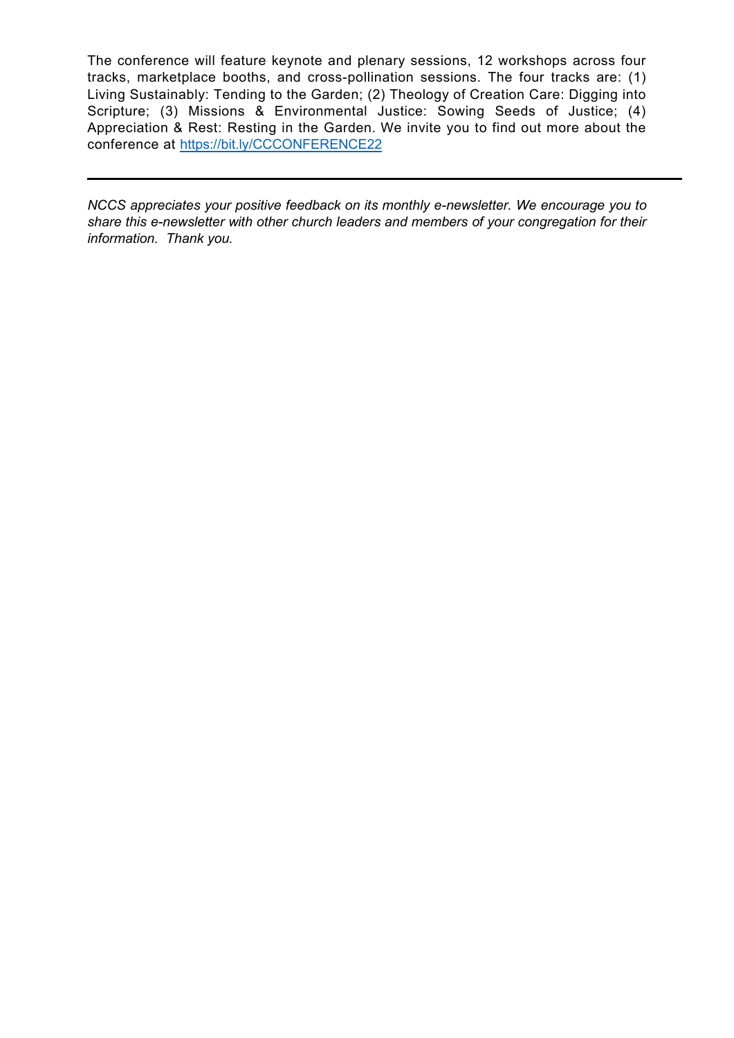The conference will feature keynote and plenary sessions, 12 workshops across four tracks, marketplace booths, and cross-pollination sessions. The four tracks are: (1) Living Sustainably: Tending to the Garden; (2) Theology of Creation Care: Digging into Scripture; (3) Missions & Environmental Justice: Sowing Seeds of Justice; (4) Appreciation & Rest: Resting in the Garden. We invite you to find out more about the conference at https://bit.ly/CCCONFERENCE22

---

*NCCS appreciates your positive feedback on its monthly e-newsletter. We encourage you to share this e-newsletter with other church leaders and members of your congregation for their information. Thank you.*